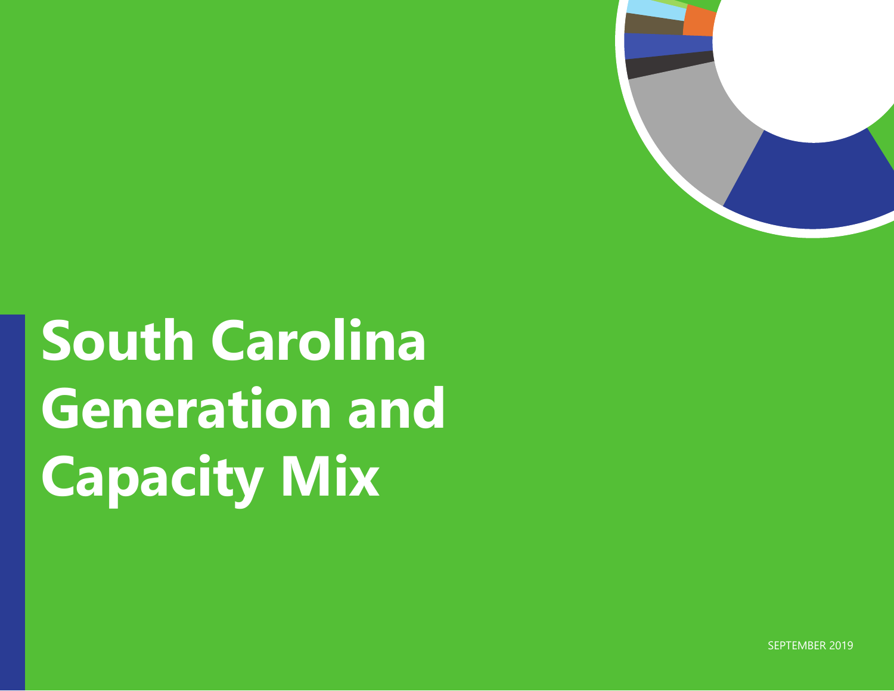# South Carolina Generation and Capacity Mix

SEPTEMBER 2019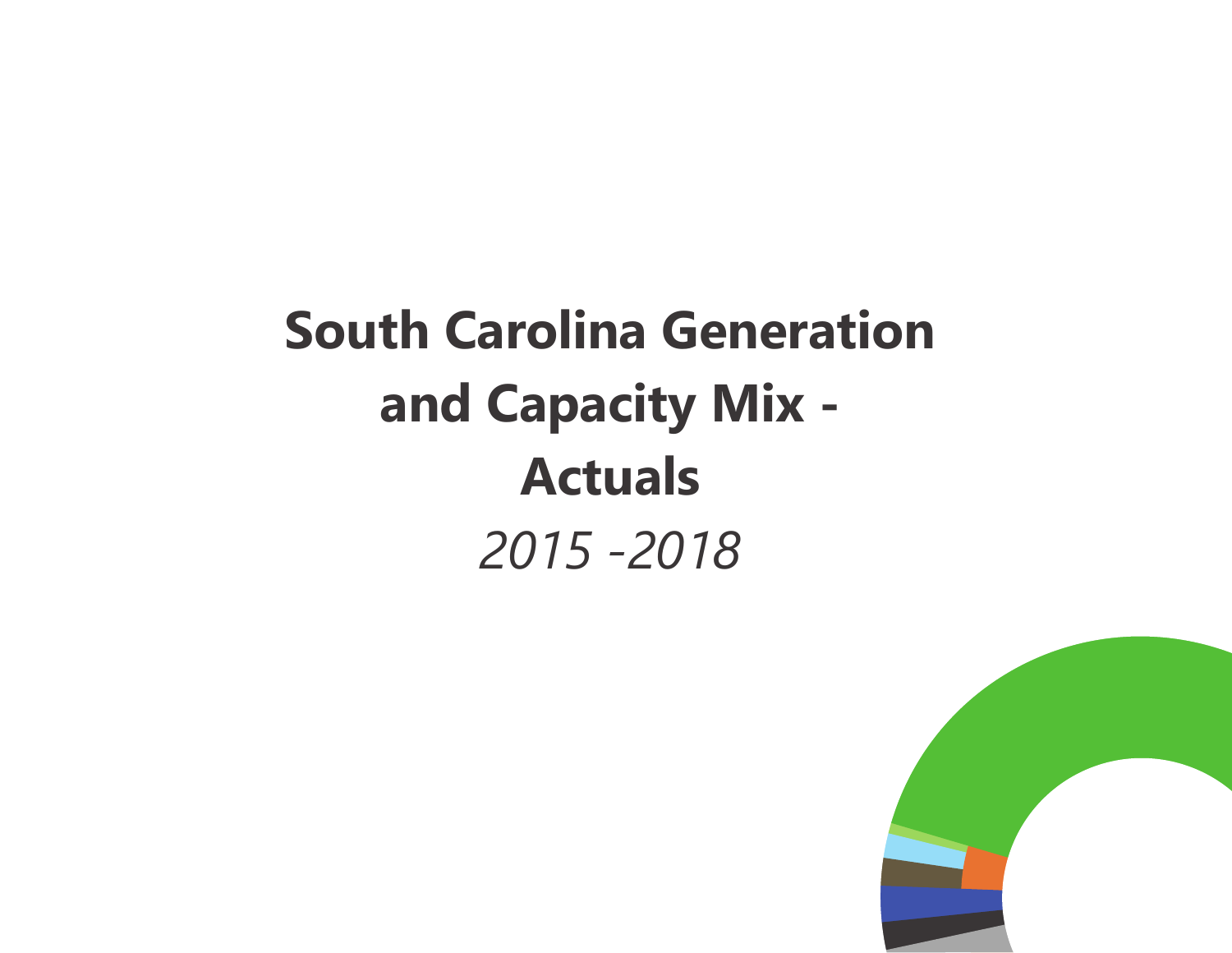# South Carolina Generation and Capacity Mix - Actuals

*2015 -2018*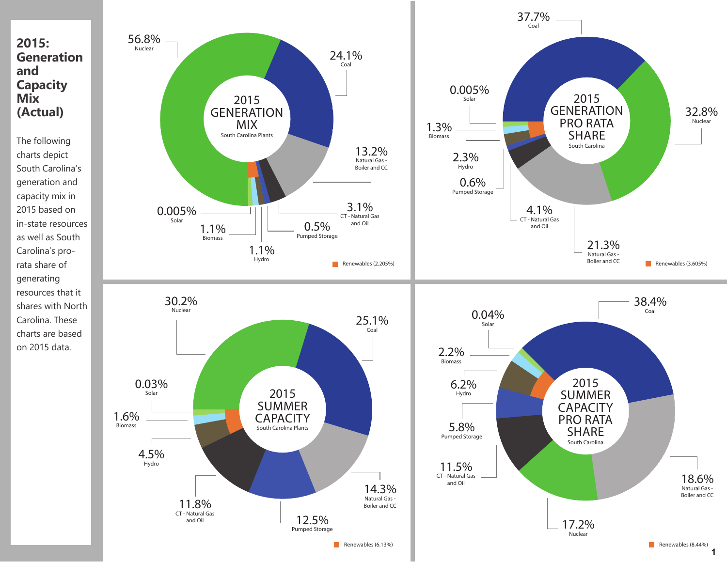# 2015: Generation and Capacity Mix (Actual)

The following charts depict South Carolina's generation and capacity mix in 2015 based on in-state resources as well as South Carolina's pro-rata share of generating resources that it shares with North Carolina. These charts are based on 2015 data.

**2015 GENERATION MIX**
South Carolina Plants

| Resource | Share |
| --- | --- |
| Nuclear | 56.8% |
| Coal | 24.1% |
| Natural Gas - Boiler and CC | 13.2% |
| CT - Natural Gas and Oil | 3.1% |
| Pumped Storage | 0.5% |
| Hydro | 1.1% |
| Biomass | 1.1% |
| Solar | 0.005% |

Renewables (2.205%)

**2015 GENERATION PRO RATA SHARE**
South Carolina

| Resource | Share |
| --- | --- |
| Coal | 37.7% |
| Nuclear | 32.8% |
| Natural Gas - Boiler and CC | 21.3% |
| CT - Natural Gas and Oil | 4.1% |
| Pumped Storage | 0.6% |
| Hydro | 2.3% |
| Biomass | 1.3% |
| Solar | 0.005% |

Renewables (3.605%)

**2015 SUMMER CAPACITY**
South Carolina Plants

| Resource | Share |
| --- | --- |
| Nuclear | 30.2% |
| Coal | 25.1% |
| Natural Gas - Boiler and CC | 14.3% |
| Pumped Storage | 12.5% |
| CT - Natural Gas and Oil | 11.8% |
| Hydro | 4.5% |
| Biomass | 1.6% |
| Solar | 0.03% |

Renewables (6.13%)

**2015 SUMMER CAPACITY PRO RATA SHARE**
South Carolina

| Resource | Share |
| --- | --- |
| Coal | 38.4% |
| Natural Gas - Boiler and CC | 18.6% |
| Nuclear | 17.2% |
| CT - Natural Gas and Oil | 11.5% |
| Pumped Storage | 5.8% |
| Hydro | 6.2% |
| Biomass | 2.2% |
| Solar | 0.04% |

Renewables (8.44%)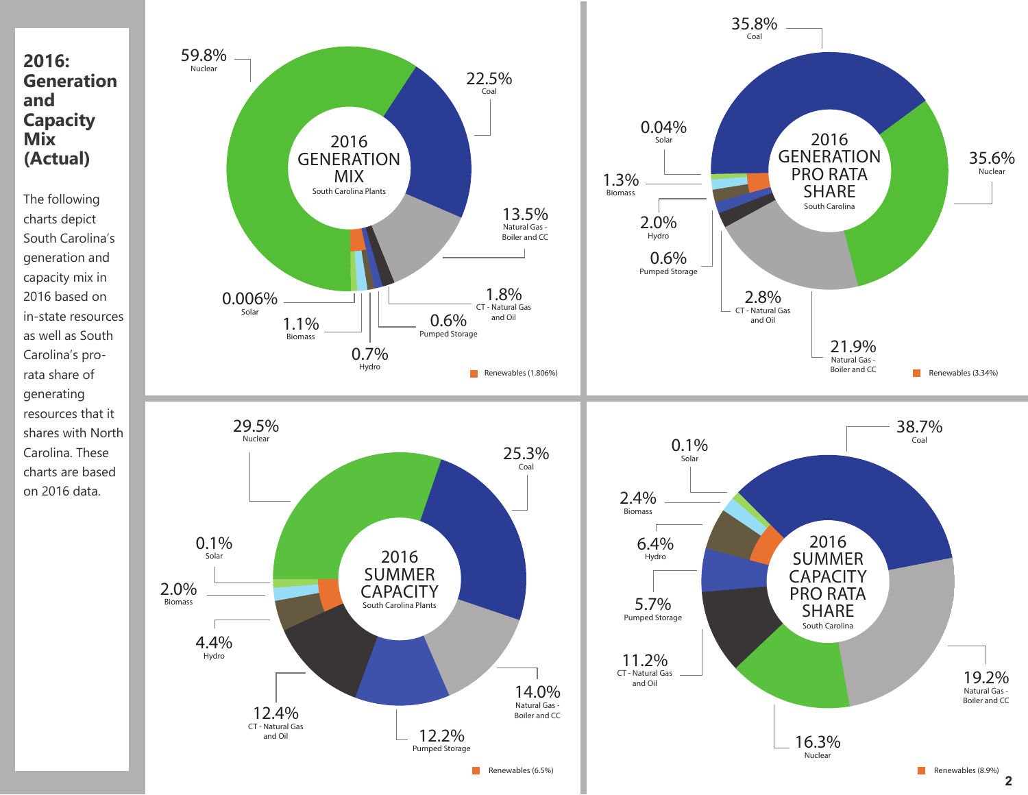# 2016: Generation and Capacity Mix (Actual)

The following charts depict South Carolina's generation and capacity mix in 2016 based on in-state resources as well as South Carolina's pro-rata share of generating resources that it shares with North Carolina. These charts are based on 2016 data.

## 2016 GENERATION MIX
South Carolina Plants

| Resource | Share |
|---|---|
| Nuclear | 59.8% |
| Coal | 22.5% |
| Natural Gas - Boiler and CC | 13.5% |
| CT - Natural Gas and Oil | 1.8% |
| Pumped Storage | 0.6% |
| Hydro | 0.7% |
| Biomass | 1.1% |
| Solar | 0.006% |

Renewables (1.806%)

## 2016 GENERATION PRO RATA SHARE
South Carolina

| Resource | Share |
|---|---|
| Coal | 35.8% |
| Nuclear | 35.6% |
| Natural Gas - Boiler and CC | 21.9% |
| CT - Natural Gas and Oil | 2.8% |
| Pumped Storage | 0.6% |
| Hydro | 2.0% |
| Biomass | 1.3% |
| Solar | 0.04% |

Renewables (3.34%)

## 2016 SUMMER CAPACITY
South Carolina Plants

| Resource | Share |
|---|---|
| Nuclear | 29.5% |
| Coal | 25.3% |
| Natural Gas - Boiler and CC | 14.0% |
| Pumped Storage | 12.2% |
| CT - Natural Gas and Oil | 12.4% |
| Hydro | 4.4% |
| Biomass | 2.0% |
| Solar | 0.1% |

Renewables (6.5%)

## 2016 SUMMER CAPACITY PRO RATA SHARE
South Carolina

| Resource | Share |
|---|---|
| Coal | 38.7% |
| Natural Gas - Boiler and CC | 19.2% |
| Nuclear | 16.3% |
| CT - Natural Gas and Oil | 11.2% |
| Pumped Storage | 5.7% |
| Hydro | 6.4% |
| Biomass | 2.4% |
| Solar | 0.1% |

Renewables (8.9%)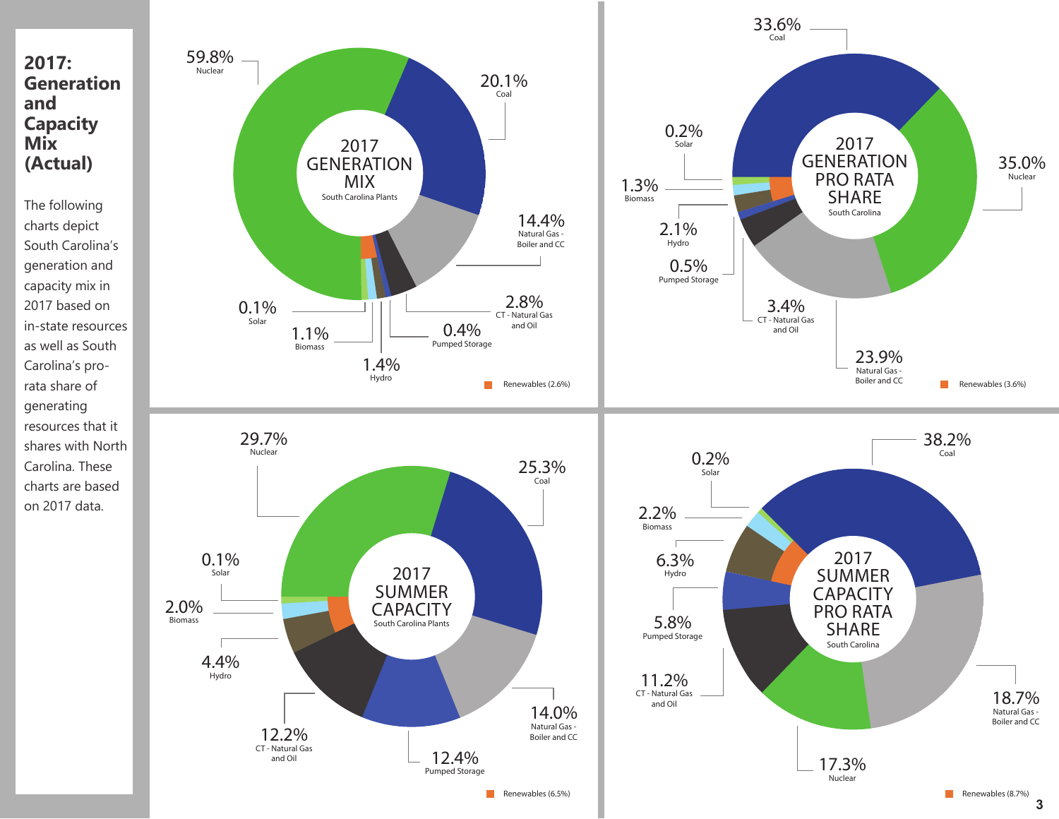# 2017: Generation and Capacity Mix (Actual)

The following charts depict South Carolina's generation and capacity mix in 2017 based on in-state resources as well as South Carolina's pro-rata share of generating resources that it shares with North Carolina. These charts are based on 2017 data.

## 2017 GENERATION MIX
South Carolina Plants

| Resource | Share |
| --- | --- |
| Nuclear | 59.8% |
| Coal | 20.1% |
| Natural Gas - Boiler and CC | 14.4% |
| CT - Natural Gas and Oil | 2.8% |
| Pumped Storage | 0.4% |
| Hydro | 1.4% |
| Biomass | 1.1% |
| Solar | 0.1% |

Renewables (2.6%)

## 2017 GENERATION PRO RATA SHARE
South Carolina

| Resource | Share |
| --- | --- |
| Coal | 33.6% |
| Nuclear | 35.0% |
| Natural Gas - Boiler and CC | 23.9% |
| CT - Natural Gas and Oil | 3.4% |
| Pumped Storage | 0.5% |
| Hydro | 2.1% |
| Biomass | 1.3% |
| Solar | 0.2% |

Renewables (3.6%)

## 2017 SUMMER CAPACITY
South Carolina Plants

| Resource | Share |
| --- | --- |
| Nuclear | 29.7% |
| Coal | 25.3% |
| Natural Gas - Boiler and CC | 14.0% |
| Pumped Storage | 12.4% |
| CT - Natural Gas and Oil | 12.2% |
| Hydro | 4.4% |
| Biomass | 2.0% |
| Solar | 0.1% |

Renewables (6.5%)

## 2017 SUMMER CAPACITY PRO RATA SHARE
South Carolina

| Resource | Share |
| --- | --- |
| Coal | 38.2% |
| Natural Gas - Boiler and CC | 18.7% |
| Nuclear | 17.3% |
| CT - Natural Gas and Oil | 11.2% |
| Pumped Storage | 5.8% |
| Hydro | 6.3% |
| Biomass | 2.2% |
| Solar | 0.2% |

Renewables (8.7%)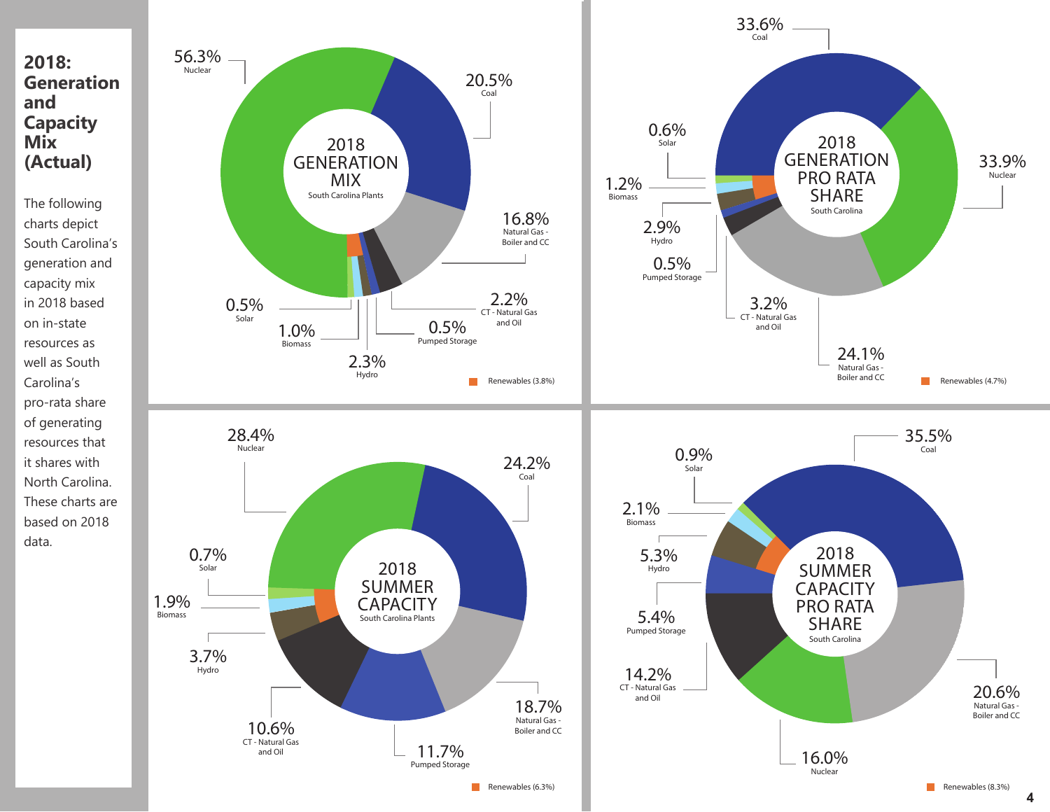## 2018: Generation and Capacity Mix (Actual)

The following charts depict South Carolina's generation and capacity mix in 2018 based on in-state resources as well as South Carolina's pro-rata share of generating resources that it shares with North Carolina. These charts are based on 2018 data.

**2018 GENERATION MIX** — South Carolina Plants

| Resource | Share |
|---|---|
| Nuclear | 56.3% |
| Coal | 20.5% |
| Natural Gas - Boiler and CC | 16.8% |
| CT - Natural Gas and Oil | 2.2% |
| Pumped Storage | 0.5% |
| Hydro | 2.3% |
| Biomass | 1.0% |
| Solar | 0.5% |

Renewables (3.8%)

**2018 GENERATION PRO RATA SHARE** — South Carolina

| Resource | Share |
|---|---|
| Coal | 33.6% |
| Nuclear | 33.9% |
| Natural Gas - Boiler and CC | 24.1% |
| CT - Natural Gas and Oil | 3.2% |
| Pumped Storage | 0.5% |
| Hydro | 2.9% |
| Biomass | 1.2% |
| Solar | 0.6% |

Renewables (4.7%)

**2018 SUMMER CAPACITY** — South Carolina Plants

| Resource | Share |
|---|---|
| Nuclear | 28.4% |
| Coal | 24.2% |
| Natural Gas - Boiler and CC | 18.7% |
| Pumped Storage | 11.7% |
| CT - Natural Gas and Oil | 10.6% |
| Hydro | 3.7% |
| Biomass | 1.9% |
| Solar | 0.7% |

Renewables (6.3%)

**2018 SUMMER CAPACITY PRO RATA SHARE** — South Carolina

| Resource | Share |
|---|---|
| Coal | 35.5% |
| Natural Gas - Boiler and CC | 20.6% |
| Nuclear | 16.0% |
| CT - Natural Gas and Oil | 14.2% |
| Pumped Storage | 5.4% |
| Hydro | 5.3% |
| Biomass | 2.1% |
| Solar | 0.9% |

Renewables (8.3%)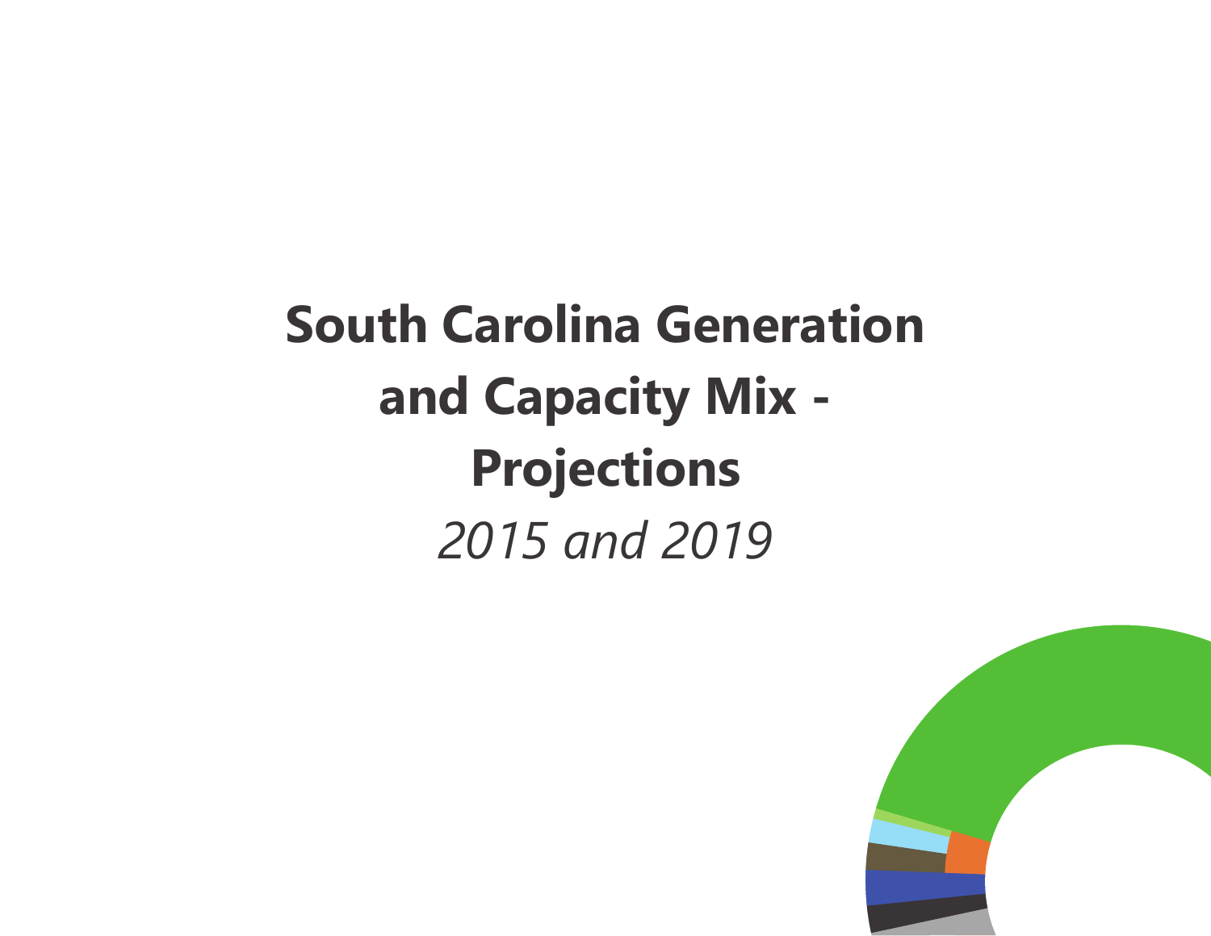# South Carolina Generation and Capacity Mix - Projections

*2015 and 2019*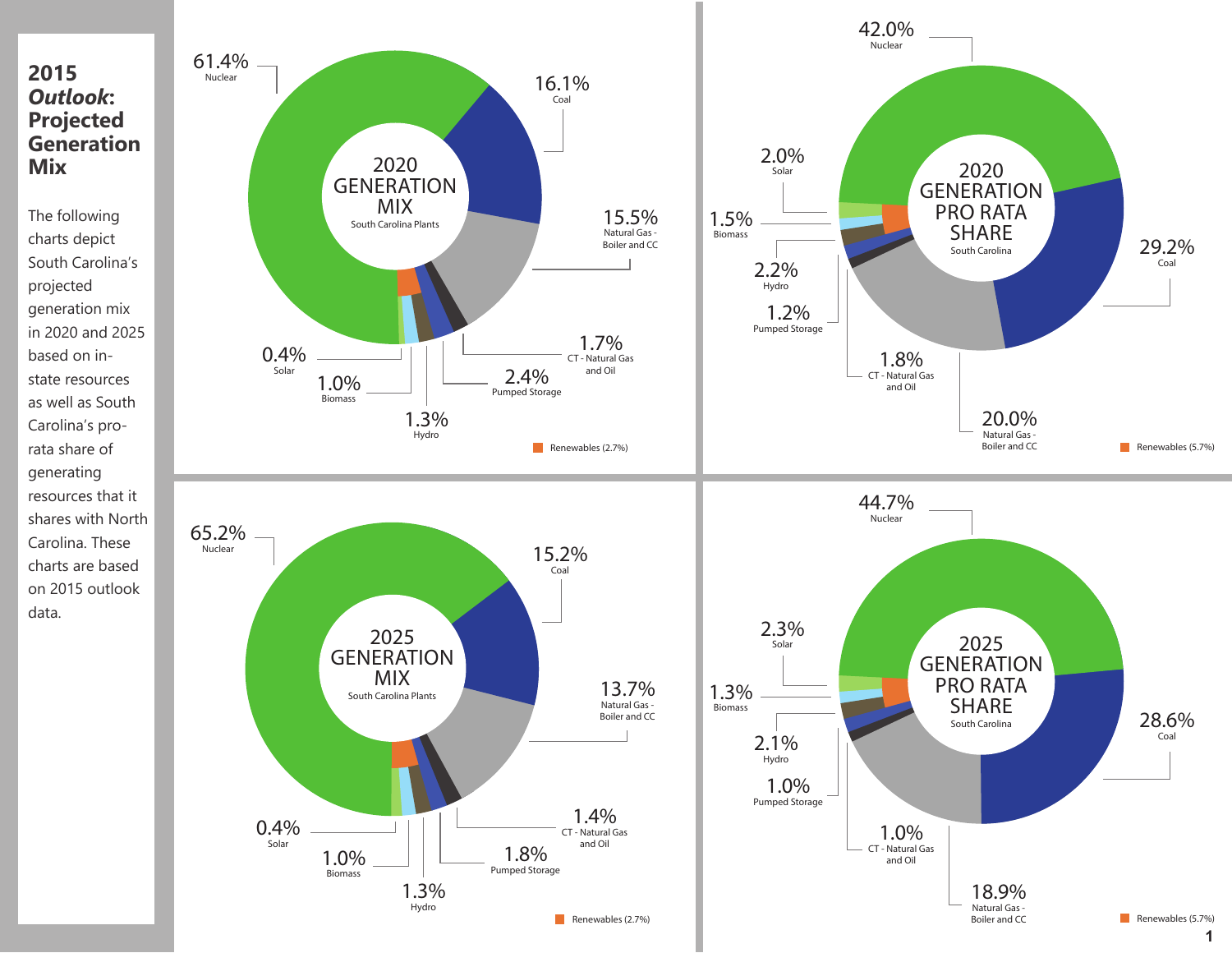## 2015 *Outlook*: Projected Generation Mix

The following charts depict South Carolina's projected generation mix in 2020 and 2025 based on in-state resources as well as South Carolina's pro-rata share of generating resources that it shares with North Carolina. These charts are based on 2015 outlook data.

### 2020 GENERATION MIX
South Carolina Plants

| Resource | Share |
| --- | --- |
| Nuclear | 61.4% |
| Coal | 16.1% |
| Natural Gas - Boiler and CC | 15.5% |
| CT - Natural Gas and Oil | 1.7% |
| Pumped Storage | 2.4% |
| Hydro | 1.3% |
| Biomass | 1.0% |
| Solar | 0.4% |

Renewables (2.7%)

### 2020 GENERATION PRO RATA SHARE
South Carolina

| Resource | Share |
| --- | --- |
| Nuclear | 42.0% |
| Coal | 29.2% |
| Natural Gas - Boiler and CC | 20.0% |
| CT - Natural Gas and Oil | 1.8% |
| Pumped Storage | 1.2% |
| Hydro | 2.2% |
| Biomass | 1.5% |
| Solar | 2.0% |

Renewables (5.7%)

### 2025 GENERATION MIX
South Carolina Plants

| Resource | Share |
| --- | --- |
| Nuclear | 65.2% |
| Coal | 15.2% |
| Natural Gas - Boiler and CC | 13.7% |
| CT - Natural Gas and Oil | 1.4% |
| Pumped Storage | 1.8% |
| Hydro | 1.3% |
| Biomass | 1.0% |
| Solar | 0.4% |

Renewables (2.7%)

### 2025 GENERATION PRO RATA SHARE
South Carolina

| Resource | Share |
| --- | --- |
| Nuclear | 44.7% |
| Coal | 28.6% |
| Natural Gas - Boiler and CC | 18.9% |
| CT - Natural Gas and Oil | 1.0% |
| Pumped Storage | 1.0% |
| Hydro | 2.1% |
| Biomass | 1.3% |
| Solar | 2.3% |

Renewables (5.7%)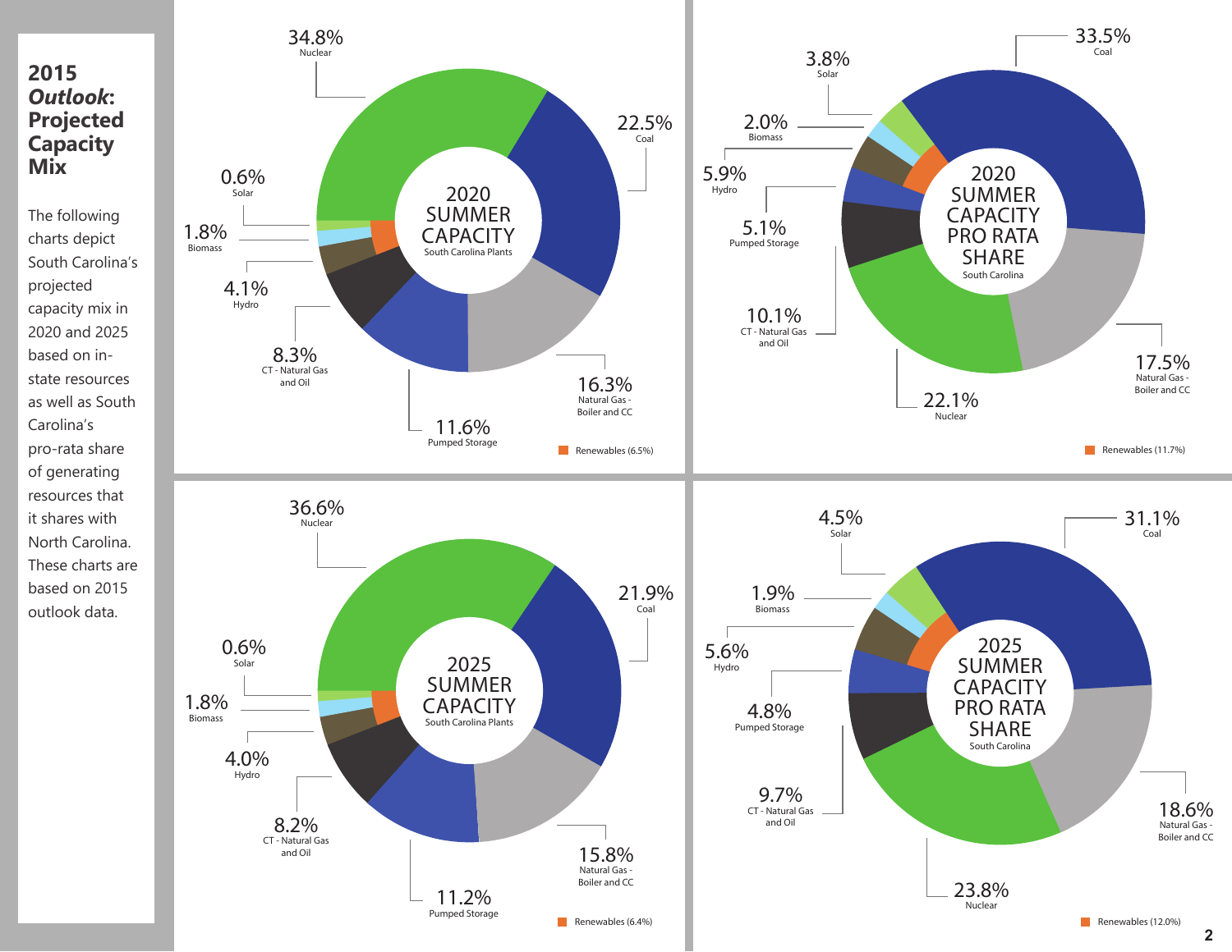# 2015 *Outlook*: Projected Capacity Mix

The following charts depict South Carolina's projected capacity mix in 2020 and 2025 based on in-state resources as well as South Carolina's pro-rata share of generating resources that it shares with North Carolina. These charts are based on 2015 outlook data.

## 2020 Summer Capacity – South Carolina Plants

| Resource | Share |
|---|---|
| Nuclear | 34.8% |
| Coal | 22.5% |
| Natural Gas - Boiler and CC | 16.3% |
| Pumped Storage | 11.6% |
| CT - Natural Gas and Oil | 8.3% |
| Hydro | 4.1% |
| Biomass | 1.8% |
| Solar | 0.6% |

Renewables (6.5%)

## 2020 Summer Capacity Pro Rata Share – South Carolina

| Resource | Share |
|---|---|
| Coal | 33.5% |
| Nuclear | 22.1% |
| Natural Gas - Boiler and CC | 17.5% |
| CT - Natural Gas and Oil | 10.1% |
| Hydro | 5.9% |
| Pumped Storage | 5.1% |
| Solar | 3.8% |
| Biomass | 2.0% |

Renewables (11.7%)

## 2025 Summer Capacity – South Carolina Plants

| Resource | Share |
|---|---|
| Nuclear | 36.6% |
| Coal | 21.9% |
| Natural Gas - Boiler and CC | 15.8% |
| Pumped Storage | 11.2% |
| CT - Natural Gas and Oil | 8.2% |
| Hydro | 4.0% |
| Biomass | 1.8% |
| Solar | 0.6% |

Renewables (6.4%)

## 2025 Summer Capacity Pro Rata Share – South Carolina

| Resource | Share |
|---|---|
| Coal | 31.1% |
| Nuclear | 23.8% |
| Natural Gas - Boiler and CC | 18.6% |
| CT - Natural Gas and Oil | 9.7% |
| Hydro | 5.6% |
| Pumped Storage | 4.8% |
| Solar | 4.5% |
| Biomass | 1.9% |

Renewables (12.0%)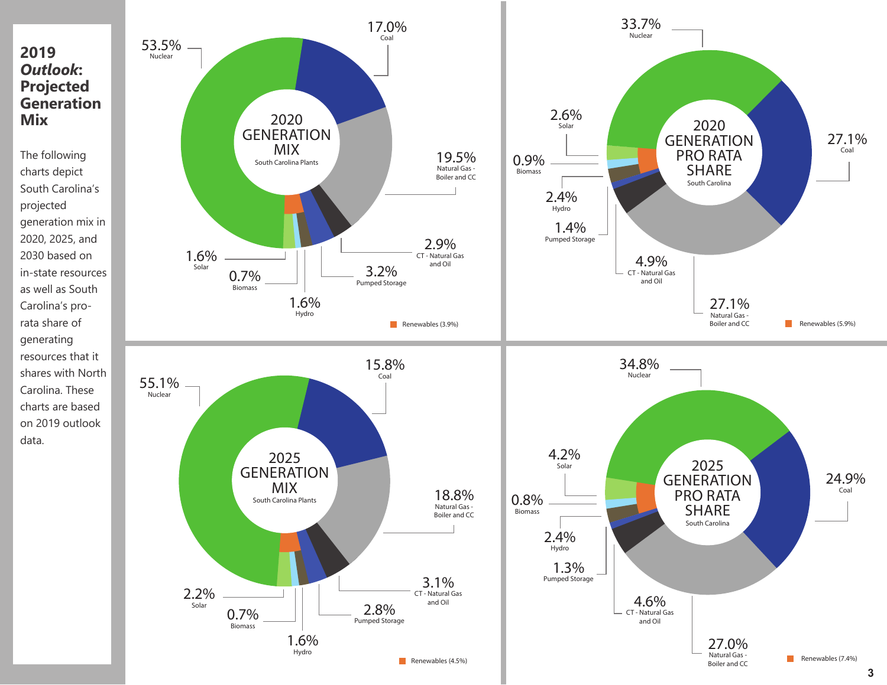# 2019 *Outlook*: Projected Generation Mix

The following charts depict South Carolina's projected generation mix in 2020, 2025, and 2030 based on in-state resources as well as South Carolina's pro-rata share of generating resources that it shares with North Carolina. These charts are based on 2019 outlook data.

## 2020 GENERATION MIX
South Carolina Plants

| Resource | Share |
|---|---|
| Nuclear | 53.5% |
| Coal | 17.0% |
| Natural Gas - Boiler and CC | 19.5% |
| CT - Natural Gas and Oil | 2.9% |
| Pumped Storage | 3.2% |
| Hydro | 1.6% |
| Biomass | 0.7% |
| Solar | 1.6% |

Renewables (3.9%)

## 2020 GENERATION PRO RATA SHARE
South Carolina

| Resource | Share |
|---|---|
| Nuclear | 33.7% |
| Coal | 27.1% |
| Natural Gas - Boiler and CC | 27.1% |
| CT - Natural Gas and Oil | 4.9% |
| Pumped Storage | 1.4% |
| Hydro | 2.4% |
| Biomass | 0.9% |
| Solar | 2.6% |

Renewables (5.9%)

## 2025 GENERATION MIX
South Carolina Plants

| Resource | Share |
|---|---|
| Nuclear | 55.1% |
| Coal | 15.8% |
| Natural Gas - Boiler and CC | 18.8% |
| CT - Natural Gas and Oil | 3.1% |
| Pumped Storage | 2.8% |
| Hydro | 1.6% |
| Biomass | 0.7% |
| Solar | 2.2% |

Renewables (4.5%)

## 2025 GENERATION PRO RATA SHARE
South Carolina

| Resource | Share |
|---|---|
| Nuclear | 34.8% |
| Coal | 24.9% |
| Natural Gas - Boiler and CC | 27.0% |
| CT - Natural Gas and Oil | 4.6% |
| Pumped Storage | 1.3% |
| Hydro | 2.4% |
| Biomass | 0.8% |
| Solar | 4.2% |

Renewables (7.4%)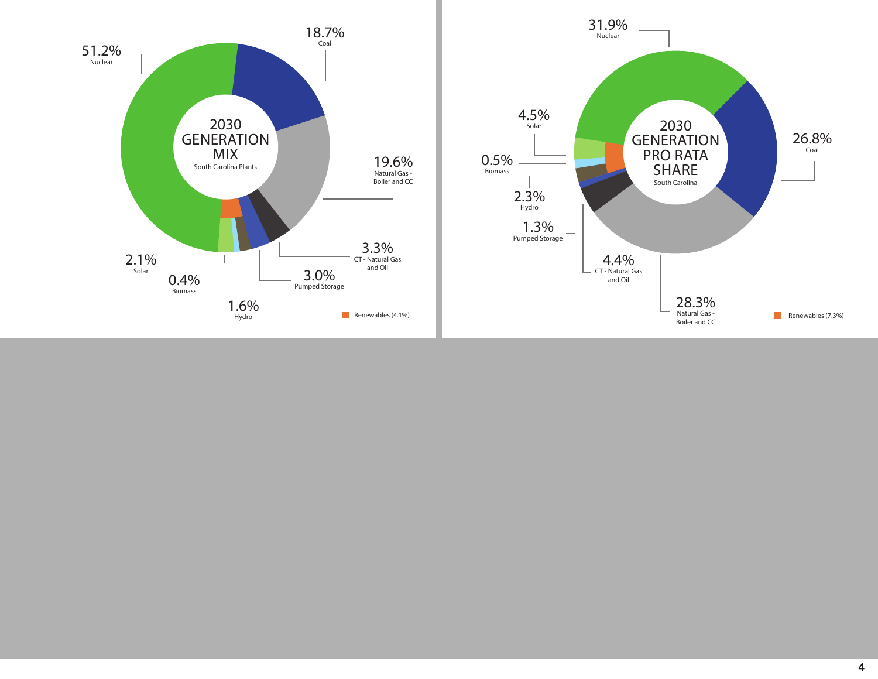## 2030 GENERATION MIX

South Carolina Plants

| Source | Share |
|---|---|
| Nuclear | 51.2% |
| Coal | 18.7% |
| Natural Gas - Boiler and CC | 19.6% |
| CT - Natural Gas and Oil | 3.3% |
| Pumped Storage | 3.0% |
| Hydro | 1.6% |
| Biomass | 0.4% |
| Solar | 2.1% |

Renewables (4.1%)

## 2030 GENERATION PRO RATA SHARE

South Carolina

| Source | Share |
|---|---|
| Nuclear | 31.9% |
| Coal | 26.8% |
| Natural Gas - Boiler and CC | 28.3% |
| CT - Natural Gas and Oil | 4.4% |
| Pumped Storage | 1.3% |
| Hydro | 2.3% |
| Biomass | 0.5% |
| Solar | 4.5% |

Renewables (7.3%)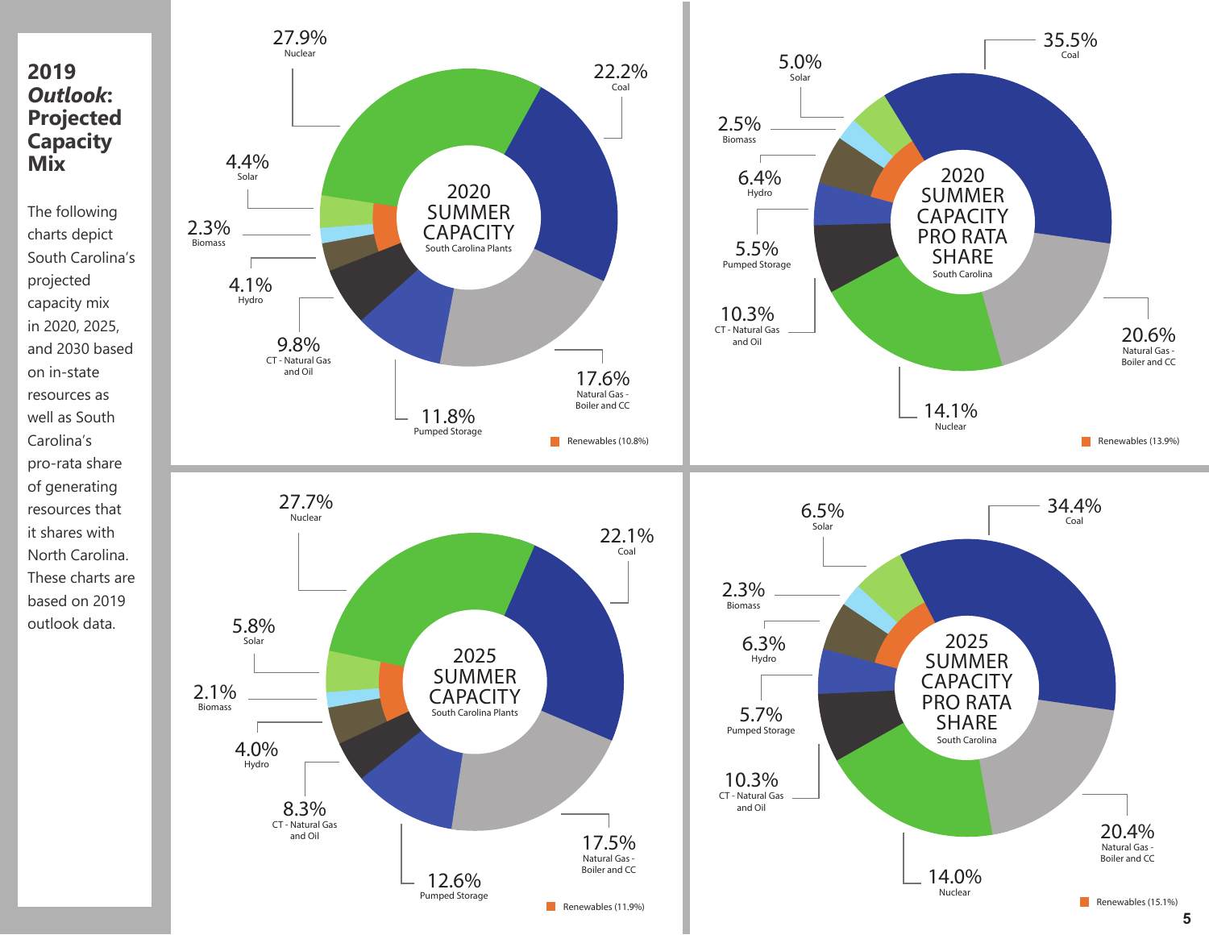## 2019 *Outlook*: Projected Capacity Mix

The following charts depict South Carolina's projected capacity mix in 2020, 2025, and 2030 based on in-state resources as well as South Carolina's pro-rata share of generating resources that it shares with North Carolina. These charts are based on 2019 outlook data.

**2020 SUMMER CAPACITY**
South Carolina Plants

| Resource | Share |
| --- | --- |
| Nuclear | 27.9% |
| Coal | 22.2% |
| Natural Gas - Boiler and CC | 17.6% |
| Pumped Storage | 11.8% |
| CT - Natural Gas and Oil | 9.8% |
| Hydro | 4.1% |
| Biomass | 2.3% |
| Solar | 4.4% |

Renewables (10.8%)

**2020 SUMMER CAPACITY PRO RATA SHARE**
South Carolina

| Resource | Share |
| --- | --- |
| Coal | 35.5% |
| Natural Gas - Boiler and CC | 20.6% |
| Nuclear | 14.1% |
| CT - Natural Gas and Oil | 10.3% |
| Pumped Storage | 5.5% |
| Hydro | 6.4% |
| Biomass | 2.5% |
| Solar | 5.0% |

Renewables (13.9%)

**2025 SUMMER CAPACITY**
South Carolina Plants

| Resource | Share |
| --- | --- |
| Nuclear | 27.7% |
| Coal | 22.1% |
| Natural Gas - Boiler and CC | 17.5% |
| Pumped Storage | 12.6% |
| CT - Natural Gas and Oil | 8.3% |
| Hydro | 4.0% |
| Biomass | 2.1% |
| Solar | 5.8% |

Renewables (11.9%)

**2025 SUMMER CAPACITY PRO RATA SHARE**
South Carolina

| Resource | Share |
| --- | --- |
| Coal | 34.4% |
| Natural Gas - Boiler and CC | 20.4% |
| Nuclear | 14.0% |
| CT - Natural Gas and Oil | 10.3% |
| Pumped Storage | 5.7% |
| Hydro | 6.3% |
| Biomass | 2.3% |
| Solar | 6.5% |

Renewables (15.1%)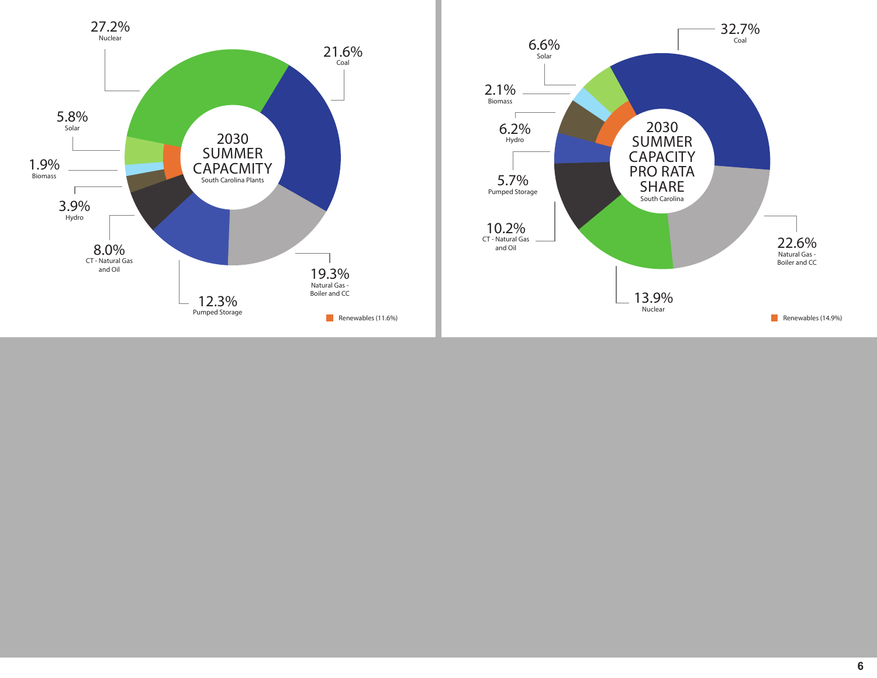## 2030 SUMMER CAPACMITY
South Carolina Plants

| Source | Share |
| --- | --- |
| Nuclear | 27.2% |
| Coal | 21.6% |
| Natural Gas - Boiler and CC | 19.3% |
| Pumped Storage | 12.3% |
| CT - Natural Gas and Oil | 8.0% |
| Hydro | 3.9% |
| Biomass | 1.9% |
| Solar | 5.8% |

Renewables (11.6%)

## 2030 SUMMER CAPACITY PRO RATA SHARE
South Carolina

| Source | Share |
| --- | --- |
| Coal | 32.7% |
| Natural Gas - Boiler and CC | 22.6% |
| Nuclear | 13.9% |
| CT - Natural Gas and Oil | 10.2% |
| Pumped Storage | 5.7% |
| Hydro | 6.2% |
| Biomass | 2.1% |
| Solar | 6.6% |

Renewables (14.9%)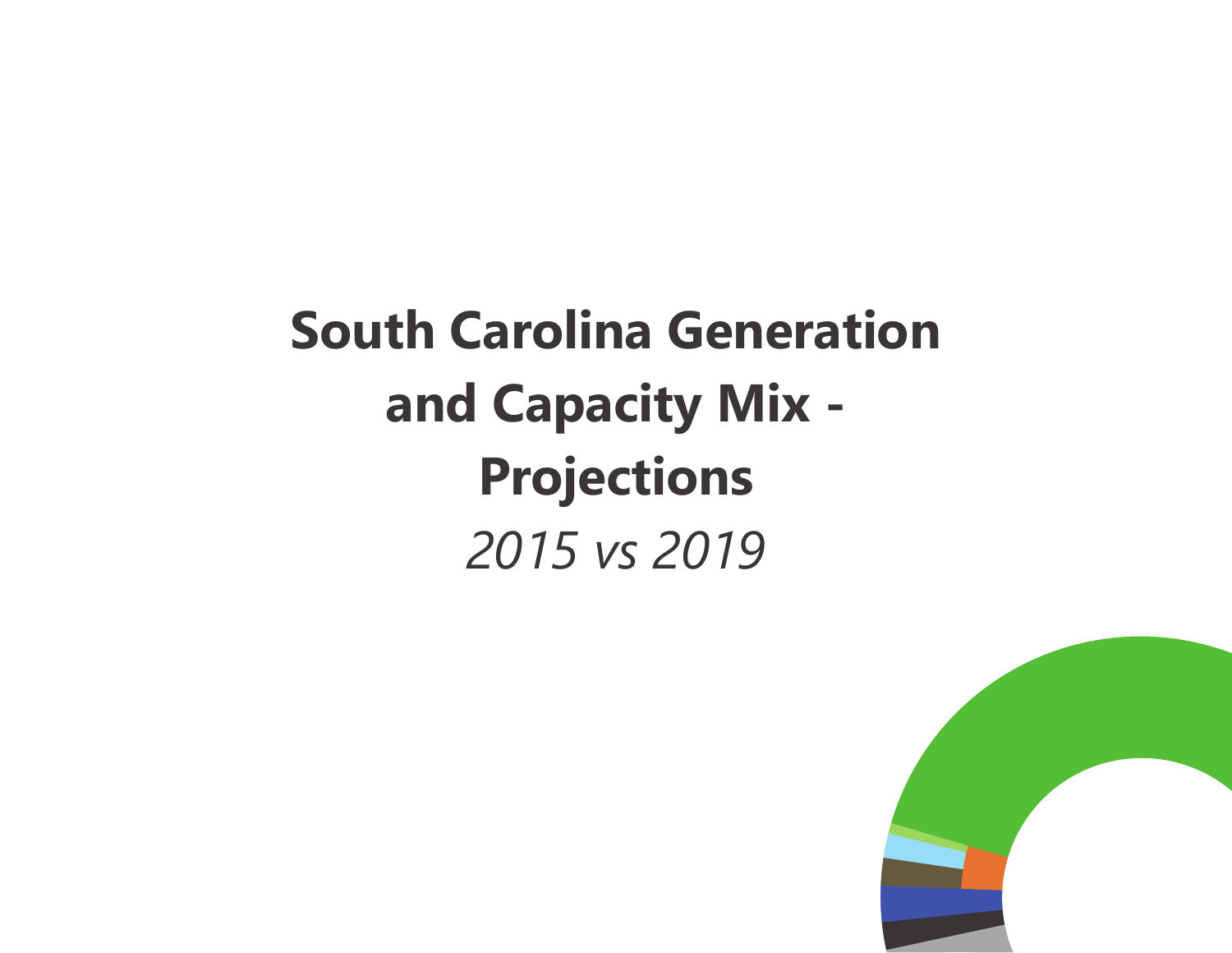# South Carolina Generation and Capacity Mix - Projections

*2015 vs 2019*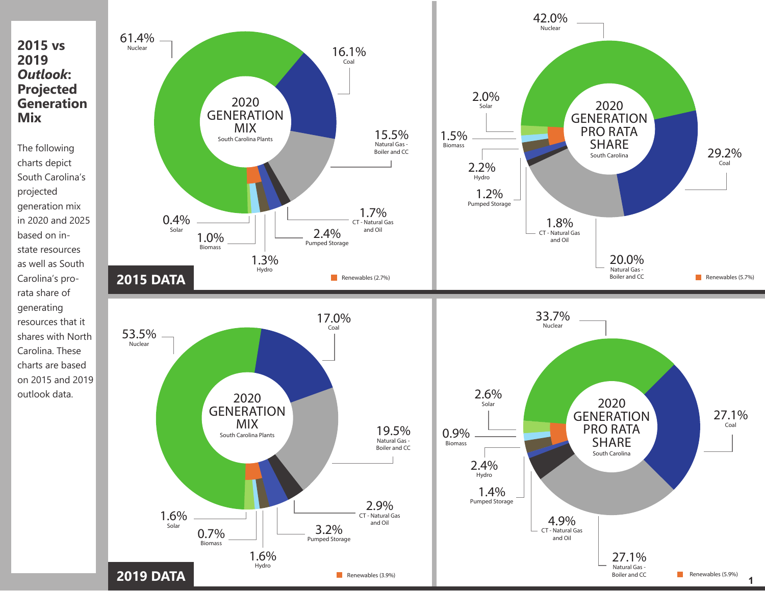## 2015 vs 2019 *Outlook*: Projected Generation Mix

The following charts depict South Carolina's projected generation mix in 2020 and 2025 based on in-state resources as well as South Carolina's pro-rata share of generating resources that it shares with North Carolina. These charts are based on 2015 and 2019 outlook data.

### 2015 DATA

**2020 GENERATION MIX** (South Carolina Plants)

| Resource | Share |
|---|---|
| Nuclear | 61.4% |
| Coal | 16.1% |
| Natural Gas - Boiler and CC | 15.5% |
| CT - Natural Gas and Oil | 1.7% |
| Pumped Storage | 2.4% |
| Hydro | 1.3% |
| Biomass | 1.0% |
| Solar | 0.4% |

Renewables (2.7%)

**2020 GENERATION PRO RATA SHARE** (South Carolina)

| Resource | Share |
|---|---|
| Nuclear | 42.0% |
| Coal | 29.2% |
| Natural Gas - Boiler and CC | 20.0% |
| CT - Natural Gas and Oil | 1.8% |
| Pumped Storage | 1.2% |
| Hydro | 2.2% |
| Biomass | 1.5% |
| Solar | 2.0% |

Renewables (5.7%)

### 2019 DATA

**2020 GENERATION MIX** (South Carolina Plants)

| Resource | Share |
|---|---|
| Nuclear | 53.5% |
| Coal | 17.0% |
| Natural Gas - Boiler and CC | 19.5% |
| CT - Natural Gas and Oil | 2.9% |
| Pumped Storage | 3.2% |
| Hydro | 1.6% |
| Biomass | 0.7% |
| Solar | 1.6% |

Renewables (3.9%)

**2020 GENERATION PRO RATA SHARE** (South Carolina)

| Resource | Share |
|---|---|
| Nuclear | 33.7% |
| Coal | 27.1% |
| Natural Gas - Boiler and CC | 27.1% |
| CT - Natural Gas and Oil | 4.9% |
| Pumped Storage | 1.4% |
| Hydro | 2.4% |
| Biomass | 0.9% |
| Solar | 2.6% |

Renewables (5.9%)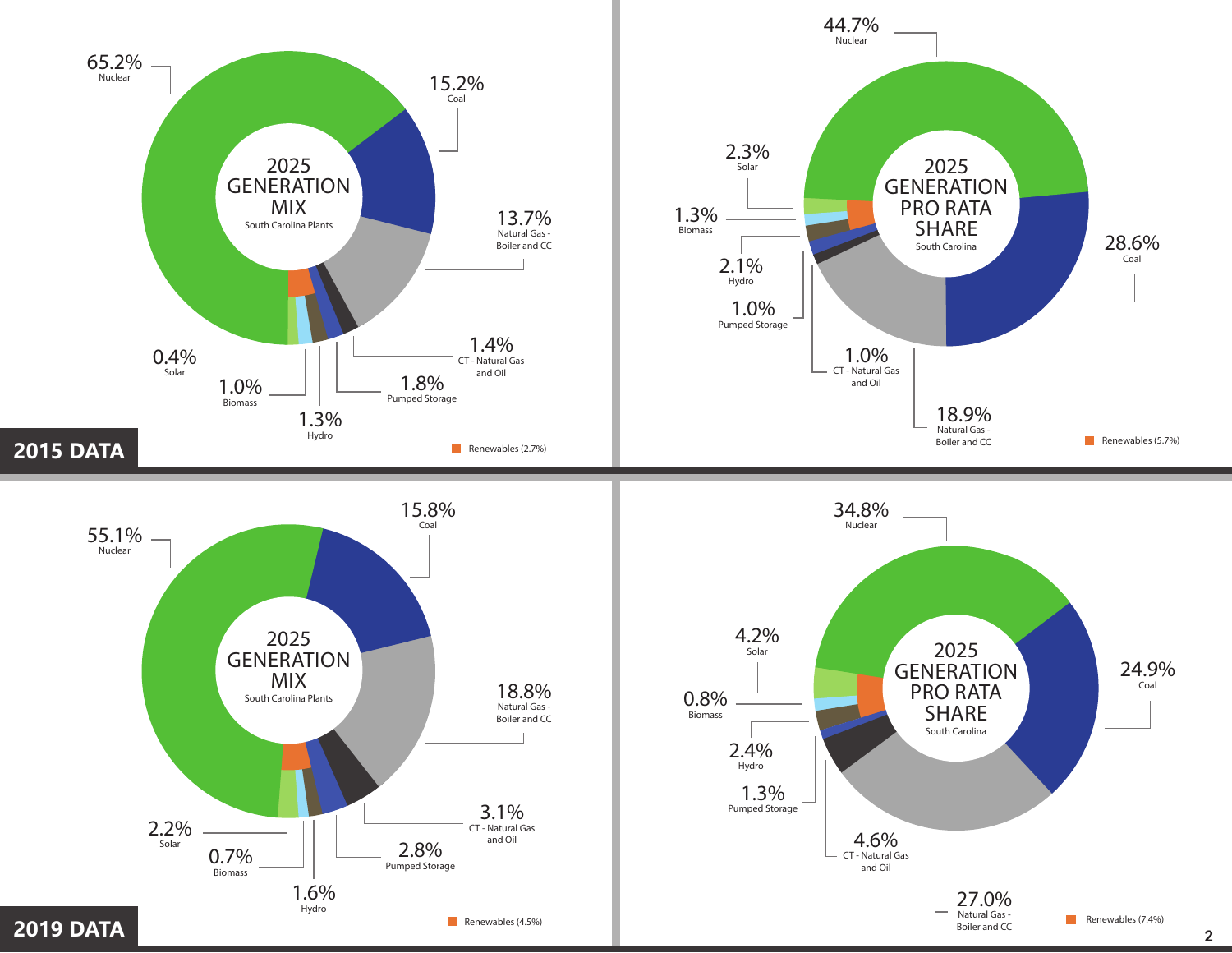## 2015 DATA

### 2025 GENERATION MIX
South Carolina Plants

| Source | Share |
|---|---|
| Nuclear | 65.2% |
| Coal | 15.2% |
| Natural Gas - Boiler and CC | 13.7% |
| CT - Natural Gas and Oil | 1.4% |
| Pumped Storage | 1.8% |
| Hydro | 1.3% |
| Biomass | 1.0% |
| Solar | 0.4% |

Renewables (2.7%)

### 2025 GENERATION PRO RATA SHARE
South Carolina

| Source | Share |
|---|---|
| Nuclear | 44.7% |
| Coal | 28.6% |
| Natural Gas - Boiler and CC | 18.9% |
| CT - Natural Gas and Oil | 1.0% |
| Pumped Storage | 1.0% |
| Hydro | 2.1% |
| Biomass | 1.3% |
| Solar | 2.3% |

Renewables (5.7%)

## 2019 DATA

### 2025 GENERATION MIX
South Carolina Plants

| Source | Share |
|---|---|
| Nuclear | 55.1% |
| Coal | 15.8% |
| Natural Gas - Boiler and CC | 18.8% |
| CT - Natural Gas and Oil | 3.1% |
| Pumped Storage | 2.8% |
| Hydro | 1.6% |
| Biomass | 0.7% |
| Solar | 2.2% |

Renewables (4.5%)

### 2025 GENERATION PRO RATA SHARE
South Carolina

| Source | Share |
|---|---|
| Nuclear | 34.8% |
| Coal | 24.9% |
| Natural Gas - Boiler and CC | 27.0% |
| CT - Natural Gas and Oil | 4.6% |
| Pumped Storage | 1.3% |
| Hydro | 2.4% |
| Biomass | 0.8% |
| Solar | 4.2% |

Renewables (7.4%)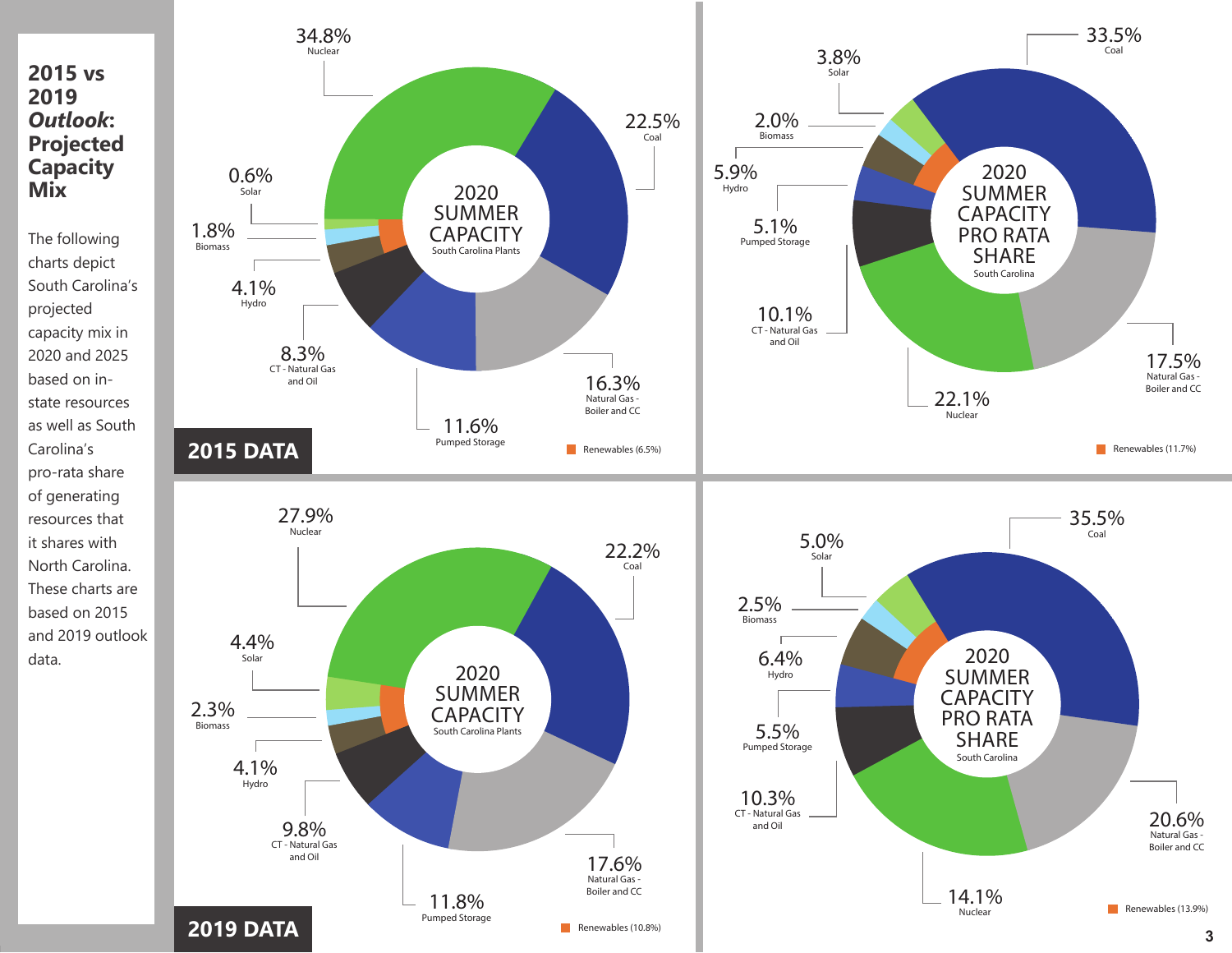# 2015 vs 2019 *Outlook*: Projected Capacity Mix

The following charts depict South Carolina's projected capacity mix in 2020 and 2025 based on in-state resources as well as South Carolina's pro-rata share of generating resources that it shares with North Carolina. These charts are based on 2015 and 2019 outlook data.

## 2015 DATA

### 2020 SUMMER CAPACITY — South Carolina Plants

| Resource | Share |
|---|---|
| Nuclear | 34.8% |
| Coal | 22.5% |
| Natural Gas - Boiler and CC | 16.3% |
| Pumped Storage | 11.6% |
| CT - Natural Gas and Oil | 8.3% |
| Hydro | 4.1% |
| Biomass | 1.8% |
| Solar | 0.6% |

Renewables (6.5%)

### 2020 SUMMER CAPACITY PRO RATA SHARE — South Carolina

| Resource | Share |
|---|---|
| Coal | 33.5% |
| Nuclear | 22.1% |
| Natural Gas - Boiler and CC | 17.5% |
| CT - Natural Gas and Oil | 10.1% |
| Hydro | 5.9% |
| Pumped Storage | 5.1% |
| Solar | 3.8% |
| Biomass | 2.0% |

Renewables (11.7%)

## 2019 DATA

### 2020 SUMMER CAPACITY — South Carolina Plants

| Resource | Share |
|---|---|
| Nuclear | 27.9% |
| Coal | 22.2% |
| Natural Gas - Boiler and CC | 17.6% |
| Pumped Storage | 11.8% |
| CT - Natural Gas and Oil | 9.8% |
| Solar | 4.4% |
| Hydro | 4.1% |
| Biomass | 2.3% |

Renewables (10.8%)

### 2020 SUMMER CAPACITY PRO RATA SHARE — South Carolina

| Resource | Share |
|---|---|
| Coal | 35.5% |
| Natural Gas - Boiler and CC | 20.6% |
| Nuclear | 14.1% |
| CT - Natural Gas and Oil | 10.3% |
| Hydro | 6.4% |
| Pumped Storage | 5.5% |
| Solar | 5.0% |
| Biomass | 2.5% |

Renewables (13.9%)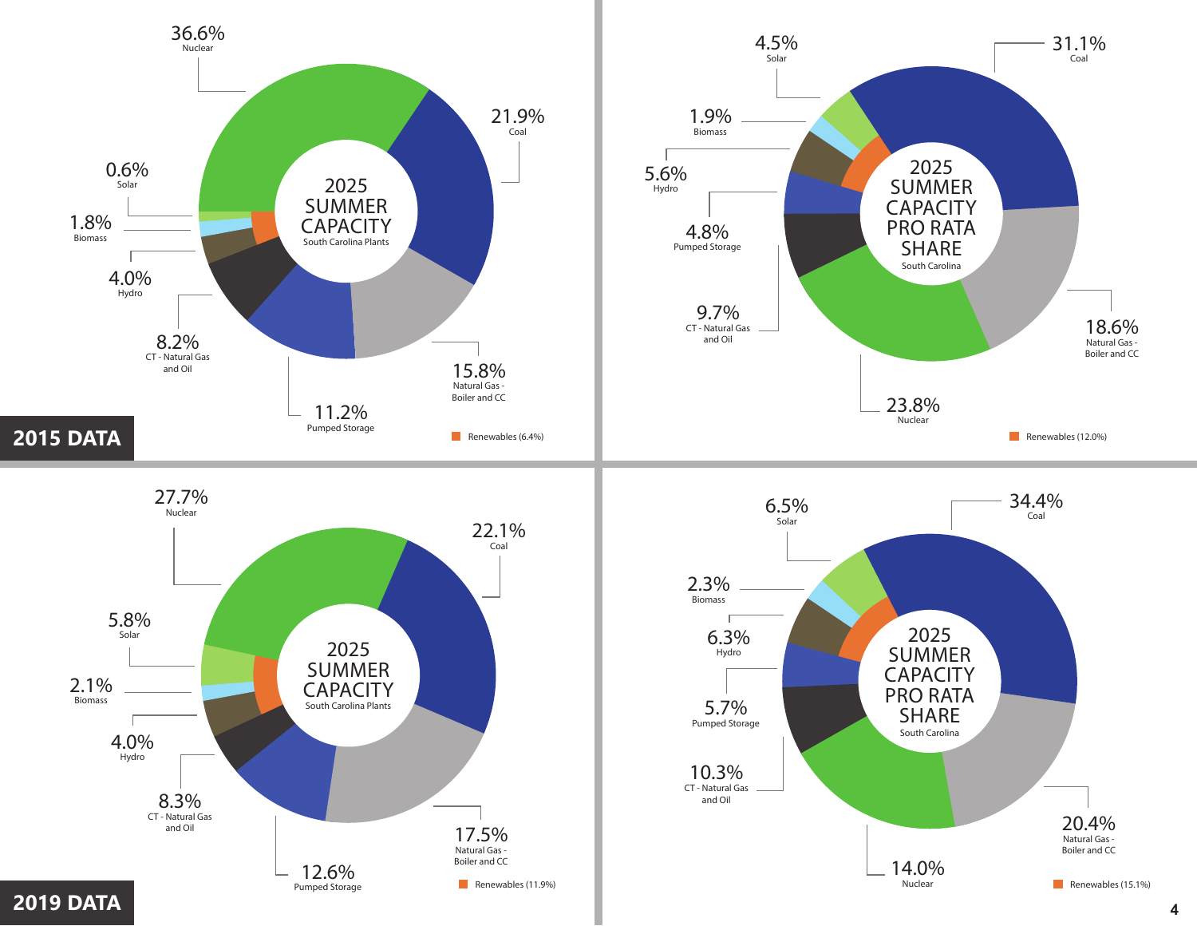## 2015 DATA

2025 SUMMER CAPACITY
South Carolina Plants

36.6% Nuclear

21.9% Coal

15.8% Natural Gas - Boiler and CC

11.2% Pumped Storage

8.2% CT - Natural Gas and Oil

4.0% Hydro

1.8% Biomass

0.6% Solar

Renewables (6.4%)

2025 SUMMER CAPACITY PRO RATA SHARE
South Carolina

31.1% Coal

18.6% Natural Gas - Boiler and CC

23.8% Nuclear

9.7% CT - Natural Gas and Oil

4.8% Pumped Storage

5.6% Hydro

1.9% Biomass

4.5% Solar

Renewables (12.0%)

## 2019 DATA

2025 SUMMER CAPACITY
South Carolina Plants

27.7% Nuclear

22.1% Coal

17.5% Natural Gas - Boiler and CC

12.6% Pumped Storage

8.3% CT - Natural Gas and Oil

4.0% Hydro

2.1% Biomass

5.8% Solar

Renewables (11.9%)

2025 SUMMER CAPACITY PRO RATA SHARE
South Carolina

34.4% Coal

20.4% Natural Gas - Boiler and CC

14.0% Nuclear

10.3% CT - Natural Gas and Oil

5.7% Pumped Storage

6.3% Hydro

2.3% Biomass

6.5% Solar

Renewables (15.1%)